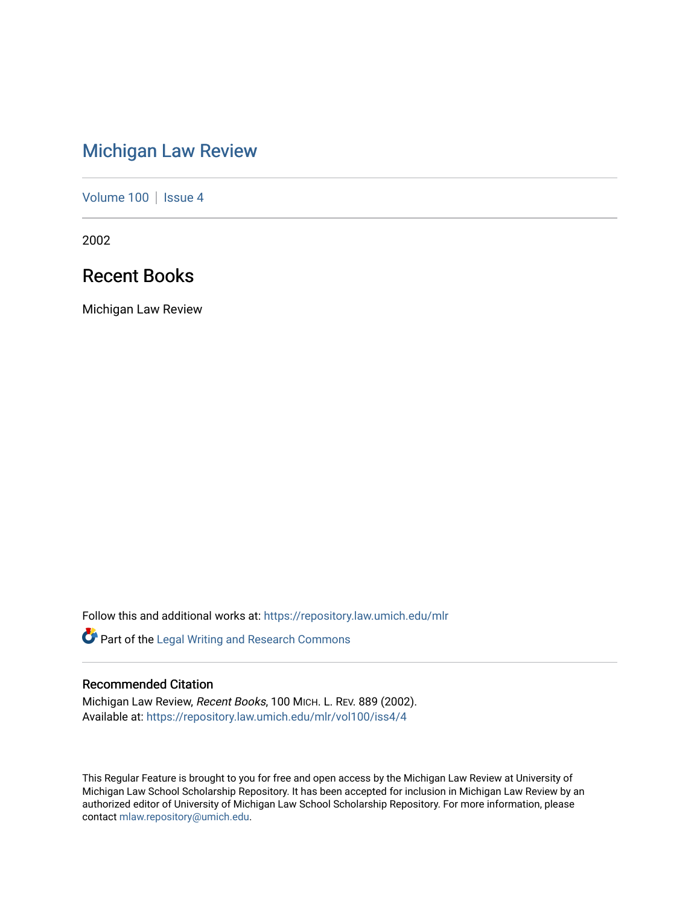# Michigan Law Review

Volume 100 | Issue 4

2002

## Recent Books

Michigan Law Review

Follow this and additional works at: https://repository.law.umich.edu/mlr

Part of the Legal Writing and Research Commons

### Recommended Citation

Michigan Law Review, *Recent Books*, 100 MICH. L. REV. 889 (2002).
Available at: https://repository.law.umich.edu/mlr/vol100/iss4/4

This Regular Feature is brought to you for free and open access by the Michigan Law Review at University of Michigan Law School Scholarship Repository. It has been accepted for inclusion in Michigan Law Review by an authorized editor of University of Michigan Law School Scholarship Repository. For more information, please contact mlaw.repository@umich.edu.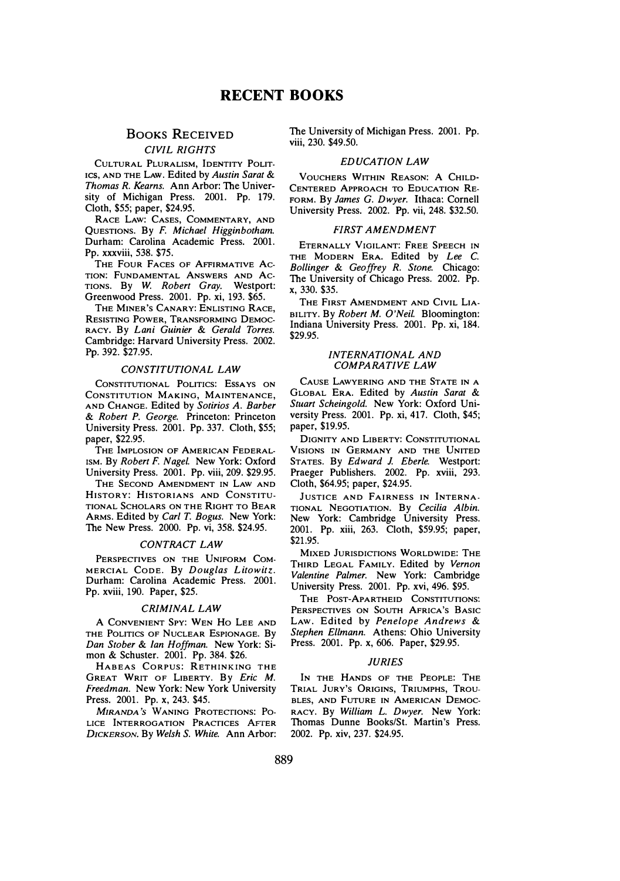# RECENT BOOKS

## Books Received

### *CIVIL RIGHTS*

Cultural Pluralism, Identity Politics, and the Law. Edited by *Austin Sarat & Thomas R. Kearns.* Ann Arbor: The University of Michigan Press. 2001. Pp. 179. Cloth, $55; paper, $24.95.

Race Law: Cases, Commentary, and Questions. By *F. Michael Higginbotham.* Durham: Carolina Academic Press. 2001. Pp. xxxviii, 538. $75.

The Four Faces of Affirmative Action: Fundamental Answers and Actions. By *W. Robert Gray.* Westport: Greenwood Press. 2001. Pp. xi, 193. $65.

The Miner's Canary: Enlisting Race, Resisting Power, Transforming Democracy. By *Lani Guinier & Gerald Torres.* Cambridge: Harvard University Press. 2002. Pp. 392. $27.95.

### *CONSTITUTIONAL LAW*

Constitutional Politics: Essays on Constitution Making, Maintenance, and Change. Edited by *Sotirios A. Barber & Robert P. George.* Princeton: Princeton University Press. 2001. Pp. 337. Cloth, $55; paper, $22.95.

The Implosion of American Federalism. By *Robert F. Nagel.* New York: Oxford University Press. 2001. Pp. viii, 209. $29.95.

The Second Amendment in Law and History: Historians and Constitutional Scholars on the Right to Bear Arms. Edited by *Carl T. Bogus.* New York: The New Press. 2000. Pp. vi, 358. $24.95.

### *CONTRACT LAW*

Perspectives on the Uniform Commercial Code. By *Douglas Litowitz.* Durham: Carolina Academic Press. 2001. Pp. xviii, 190. Paper, $25.

### *CRIMINAL LAW*

A Convenient Spy: Wen Ho Lee and the Politics of Nuclear Espionage. By *Dan Stober & Ian Hoffman.* New York: Simon & Schuster. 2001. Pp. 384. $26.

Habeas Corpus: Rethinking the Great Writ of Liberty. By *Eric M. Freedman.* New York: New York University Press. 2001. Pp. x, 243. $45.

*Miranda's* Waning Protections: Police Interrogation Practices After *Dickerson*. By *Welsh S. White.* Ann Arbor: The University of Michigan Press. 2001. Pp. viii, 230. $49.50.

### *EDUCATION LAW*

Vouchers Within Reason: A Child-Centered Approach to Education Reform. By *James G. Dwyer.* Ithaca: Cornell University Press. 2002. Pp. vii, 248. $32.50.

### *FIRST AMENDMENT*

Eternally Vigilant: Free Speech in the Modern Era. Edited by *Lee C. Bollinger & Geoffrey R. Stone.* Chicago: The University of Chicago Press. 2002. Pp. x, 330. $35.

The First Amendment and Civil Liability. By *Robert M. O'Neil.* Bloomington: Indiana University Press. 2001. Pp. xi, 184. $29.95.

### *INTERNATIONAL AND COMPARATIVE LAW*

Cause Lawyering and the State in a Global Era. Edited by *Austin Sarat & Stuart Scheingold.* New York: Oxford University Press. 2001. Pp. xi, 417. Cloth, $45; paper, $19.95.

Dignity and Liberty: Constitutional Visions in Germany and the United States. By *Edward J. Eberle.* Westport: Praeger Publishers. 2002. Pp. xviii, 293. Cloth, $64.95; paper, $24.95.

Justice and Fairness in International Negotiation. By *Cecilia Albin.* New York: Cambridge University Press. 2001. Pp. xiii, 263. Cloth, $59.95; paper, $21.95.

Mixed Jurisdictions Worldwide: The Third Legal Family. Edited by *Vernon Valentine Palmer.* New York: Cambridge University Press. 2001. Pp. xvi, 496. $95.

The Post-Apartheid Constitutions: Perspectives on South Africa's Basic Law. Edited by *Penelope Andrews & Stephen Ellmann.* Athens: Ohio University Press. 2001. Pp. x, 606. Paper, $29.95.

### *JURIES*

In the Hands of the People: The Trial Jury's Origins, Triumphs, Troubles, and Future in American Democracy. By *William L. Dwyer.* New York: Thomas Dunne Books/St. Martin's Press. 2002. Pp. xiv, 237. $24.95.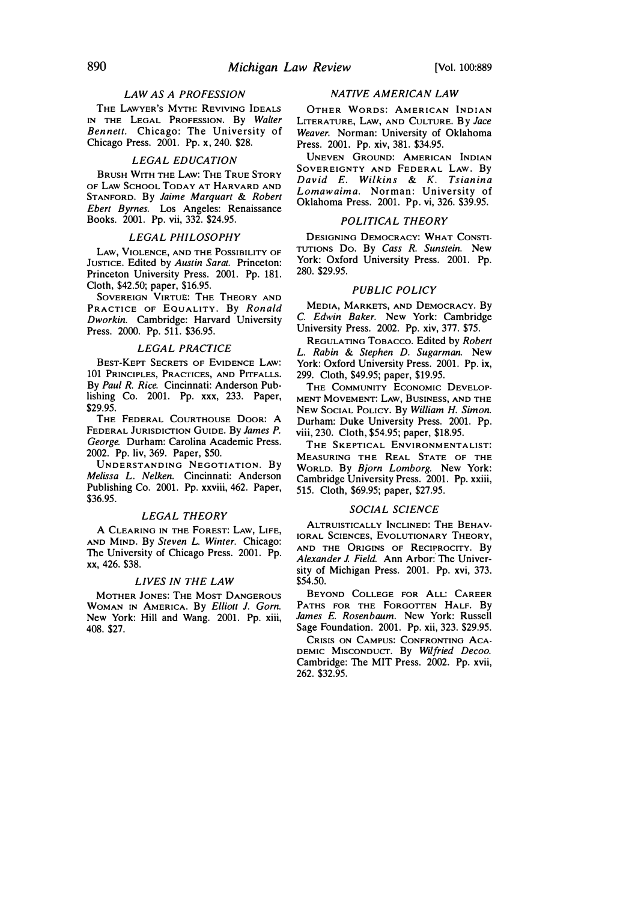### *LAW AS A PROFESSION*

THE LAWYER'S MYTH: REVIVING IDEALS IN THE LEGAL PROFESSION. By *Walter Bennett.* Chicago: The University of Chicago Press. 2001. Pp. x, 240. $28.

### *LEGAL EDUCATION*

BRUSH WITH THE LAW: THE TRUE STORY OF LAW SCHOOL TODAY AT HARVARD AND STANFORD. By *Jaime Marquart & Robert Ebert Byrnes.* Los Angeles: Renaissance Books. 2001. Pp. vii, 332. $24.95.

### *LEGAL PHILOSOPHY*

LAW, VIOLENCE, AND THE POSSIBILITY OF JUSTICE. Edited by *Austin Sarat.* Princeton: Princeton University Press. 2001. Pp. 181. Cloth, $42.50; paper, $16.95.

SOVEREIGN VIRTUE: THE THEORY AND PRACTICE OF EQUALITY. By *Ronald Dworkin.* Cambridge: Harvard University Press. 2000. Pp. 511. $36.95.

### *LEGAL PRACTICE*

BEST-KEPT SECRETS OF EVIDENCE LAW: 101 PRINCIPLES, PRACTICES, AND PITFALLS. By *Paul R. Rice.* Cincinnati: Anderson Publishing Co. 2001. Pp. xxx, 233. Paper, $29.95.

THE FEDERAL COURTHOUSE DOOR: A FEDERAL JURISDICTION GUIDE. By *James P. George.* Durham: Carolina Academic Press. 2002. Pp. liv, 369. Paper, $50.

UNDERSTANDING NEGOTIATION. By *Melissa L. Nelken.* Cincinnati: Anderson Publishing Co. 2001. Pp. xxviii, 462. Paper, $36.95.

### *LEGAL THEORY*

A CLEARING IN THE FOREST: LAW, LIFE, AND MIND. By *Steven L. Winter.* Chicago: The University of Chicago Press. 2001. Pp. xx, 426. $38.

### *LIVES IN THE LAW*

MOTHER JONES: THE MOST DANGEROUS WOMAN IN AMERICA. By *Elliott J. Gorn.* New York: Hill and Wang. 2001. Pp. xiii, 408. $27.

### *NATIVE AMERICAN LAW*

OTHER WORDS: AMERICAN INDIAN LITERATURE, LAW, AND CULTURE. By *Jace Weaver.* Norman: University of Oklahoma Press. 2001. Pp. xiv, 381. $34.95.

UNEVEN GROUND: AMERICAN INDIAN SOVEREIGNTY AND FEDERAL LAW. By *David E. Wilkins & K. Tsianina Lomawaima.* Norman: University of Oklahoma Press. 2001. Pp. vi, 326. $39.95.

### *POLITICAL THEORY*

DESIGNING DEMOCRACY: WHAT CONSTITUTIONS DO. By *Cass R. Sunstein.* New York: Oxford University Press. 2001. Pp. 280. $29.95.

### *PUBLIC POLICY*

MEDIA, MARKETS, AND DEMOCRACY. By *C. Edwin Baker.* New York: Cambridge University Press. 2002. Pp. xiv, 377. $75.

REGULATING TOBACCO. Edited by *Robert L. Rabin & Stephen D. Sugarman.* New York: Oxford University Press. 2001. Pp. ix, 299. Cloth, $49.95; paper, $19.95.

THE COMMUNITY ECONOMIC DEVELOPMENT MOVEMENT: LAW, BUSINESS, AND THE NEW SOCIAL POLICY. By *William H. Simon.* Durham: Duke University Press. 2001. Pp. viii, 230. Cloth, $54.95; paper, $18.95.

THE SKEPTICAL ENVIRONMENTALIST: MEASURING THE REAL STATE OF THE WORLD. By *Bjorn Lomborg.* New York: Cambridge University Press. 2001. Pp. xxiii, 515. Cloth, $69.95; paper, $27.95.

### *SOCIAL SCIENCE*

ALTRUISTICALLY INCLINED: THE BEHAVIORAL SCIENCES, EVOLUTIONARY THEORY, AND THE ORIGINS OF RECIPROCITY. By *Alexander J. Field.* Ann Arbor: The University of Michigan Press. 2001. Pp. xvi, 373. $54.50.

BEYOND COLLEGE FOR ALL: CAREER PATHS FOR THE FORGOTTEN HALF. By *James E. Rosenbaum.* New York: Russell Sage Foundation. 2001. Pp. xii, 323. $29.95.

CRISIS ON CAMPUS: CONFRONTING ACADEMIC MISCONDUCT. By *Wilfried Decoo.* Cambridge: The MIT Press. 2002. Pp. xvii, 262. $32.95.